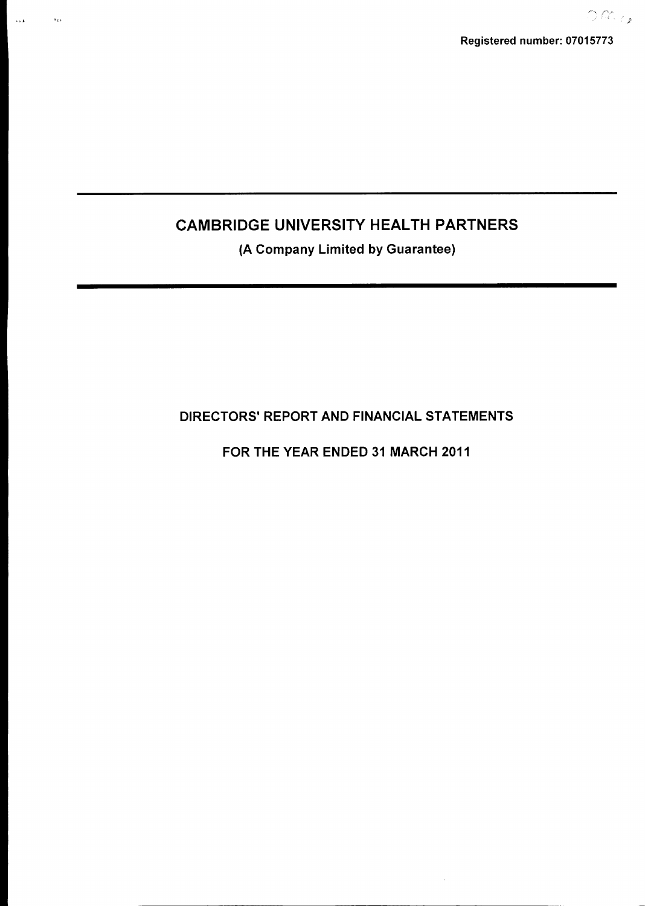Registered number: 07015773

# CAMBRIDGE UNIVERSITY HEALTH PARTNERS

**(A Company Limited by Guarantee)**

## DIRECTORS' REPORT AND FINANCIAL STATEMENTS

## FOR THE YEAR ENDED 31 MARCH 2011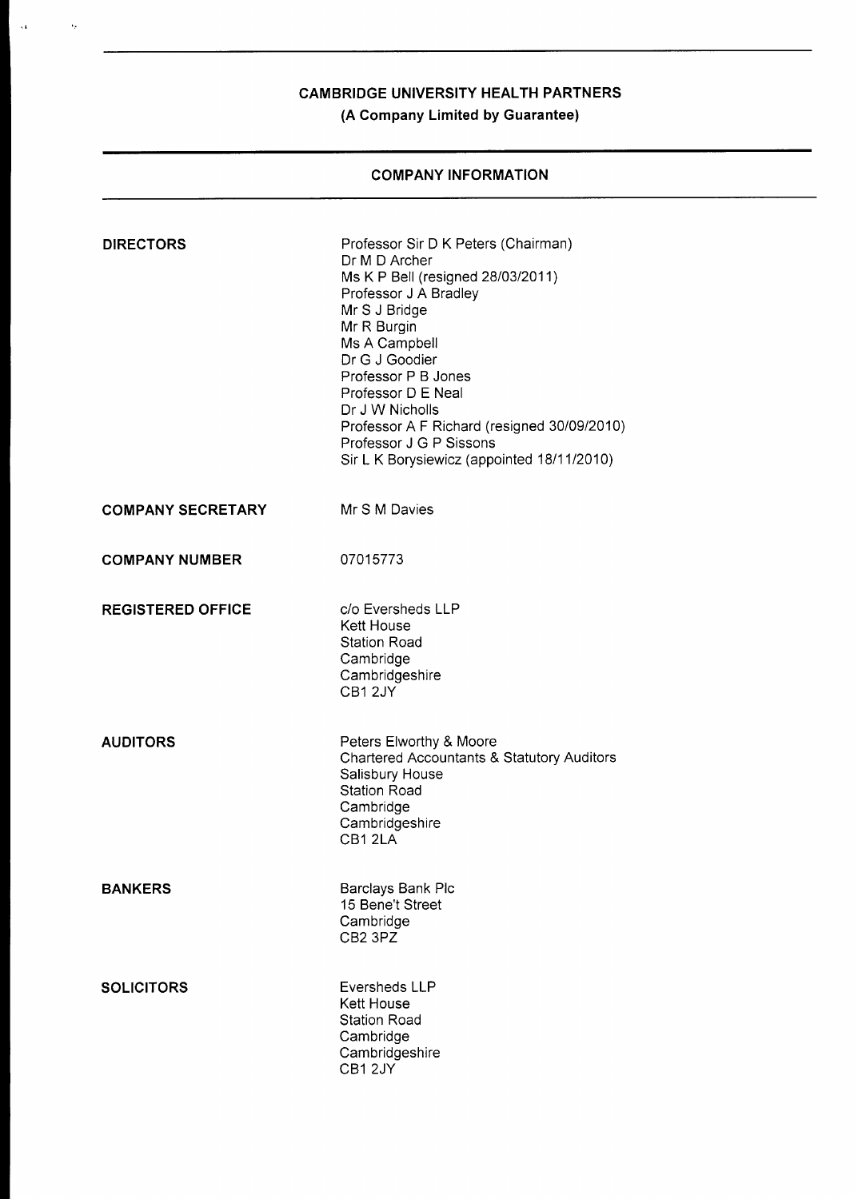# CAMBRIDGE UNIVERSITY HEALTH PARTNERS

**(A Company Limited by Guarantee)**

## COMPANY INFORMATION

| | |
|---|---|
| **DIRECTORS** | Professor Sir D K Peters (Chairman)<br>Dr M D Archer<br>Ms K P Bell (resigned 28/03/2011)<br>Professor J A Bradley<br>Mr S J Bridge<br>Mr R Burgin<br>Ms A Campbell<br>Dr G J Goodier<br>Professor P B Jones<br>Professor D E Neal<br>Dr J W Nicholls<br>Professor A F Richard (resigned 30/09/2010)<br>Professor J G P Sissons<br>Sir L K Borysiewicz (appointed 18/11/2010) |
| **COMPANY SECRETARY** | Mr S M Davies |
| **COMPANY NUMBER** | 07015773 |
| **REGISTERED OFFICE** | c/o Eversheds LLP<br>Kett House<br>Station Road<br>Cambridge<br>Cambridgeshire<br>CB1 2JY |
| **AUDITORS** | Peters Elworthy & Moore<br>Chartered Accountants & Statutory Auditors<br>Salisbury House<br>Station Road<br>Cambridge<br>Cambridgeshire<br>CB1 2LA |
| **BANKERS** | Barclays Bank Plc<br>15 Bene't Street<br>Cambridge<br>CB2 3PZ |
| **SOLICITORS** | Eversheds LLP<br>Kett House<br>Station Road<br>Cambridge<br>Cambridgeshire<br>CB1 2JY |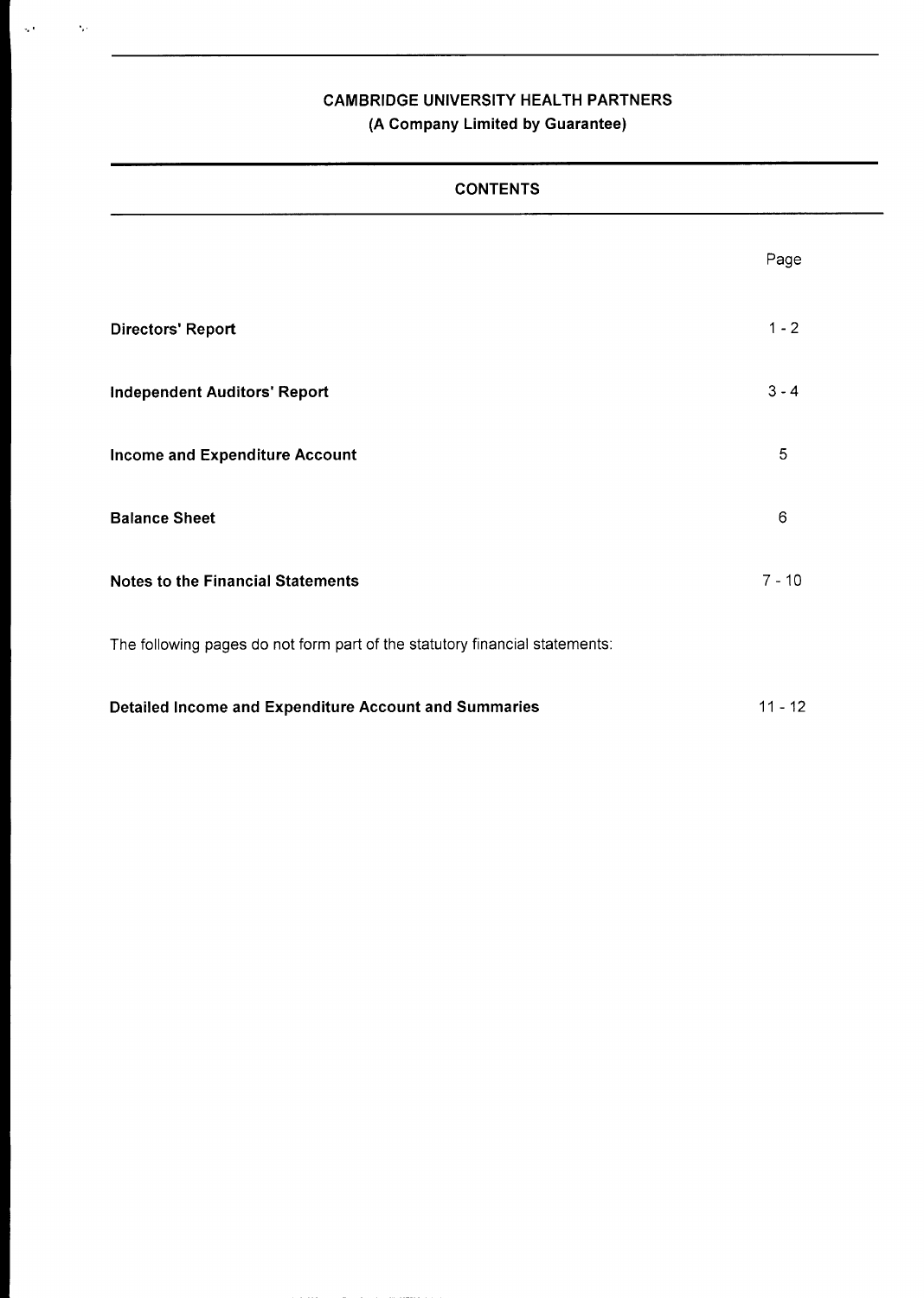# CAMBRIDGE UNIVERSITY HEALTH PARTNERS
**(A Company Limited by Guarantee)**

## CONTENTS

| | Page |
|---|---|
| **Directors' Report** | 1 - 2 |
| **Independent Auditors' Report** | 3 - 4 |
| **Income and Expenditure Account** | 5 |
| **Balance Sheet** | 6 |
| **Notes to the Financial Statements** | 7 - 10 |

The following pages do not form part of the statutory financial statements:

| | |
|---|---|
| **Detailed Income and Expenditure Account and Summaries** | 11 - 12 |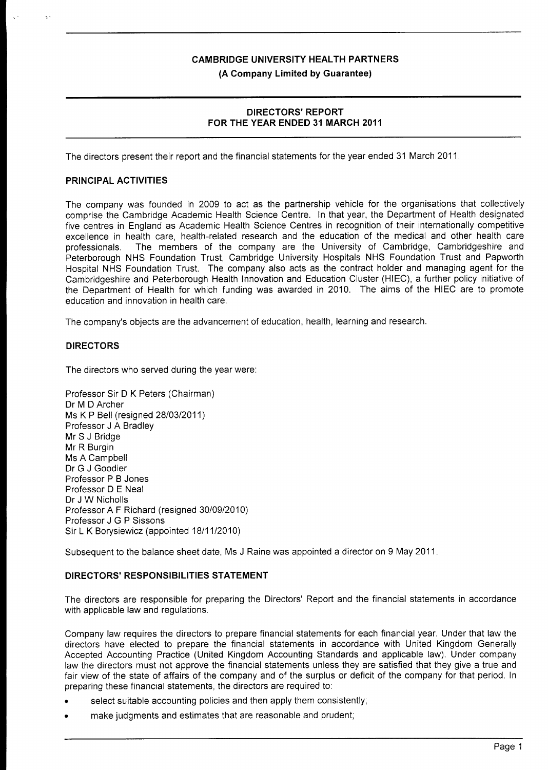**CAMBRIDGE UNIVERSITY HEALTH PARTNERS**

**(A Company Limited by Guarantee)**

# DIRECTORS' REPORT
## FOR THE YEAR ENDED 31 MARCH 2011

The directors present their report and the financial statements for the year ended 31 March 2011.

### PRINCIPAL ACTIVITIES

The company was founded in 2009 to act as the partnership vehicle for the organisations that collectively comprise the Cambridge Academic Health Science Centre. In that year, the Department of Health designated five centres in England as Academic Health Science Centres in recognition of their internationally competitive excellence in health care, health-related research and the education of the medical and other health care professionals. The members of the company are the University of Cambridge, Cambridgeshire and Peterborough NHS Foundation Trust, Cambridge University Hospitals NHS Foundation Trust and Papworth Hospital NHS Foundation Trust. The company also acts as the contract holder and managing agent for the Cambridgeshire and Peterborough Health Innovation and Education Cluster (HIEC), a further policy initiative of the Department of Health for which funding was awarded in 2010. The aims of the HIEC are to promote education and innovation in health care.

The company's objects are the advancement of education, health, learning and research.

### DIRECTORS

The directors who served during the year were:

Professor Sir D K Peters (Chairman)
Dr M D Archer
Ms K P Bell (resigned 28/03/2011)
Professor J A Bradley
Mr S J Bridge
Mr R Burgin
Ms A Campbell
Dr G J Goodier
Professor P B Jones
Professor D E Neal
Dr J W Nicholls
Professor A F Richard (resigned 30/09/2010)
Professor J G P Sissons
Sir L K Borysiewicz (appointed 18/11/2010)

Subsequent to the balance sheet date, Ms J Raine was appointed a director on 9 May 2011.

### DIRECTORS' RESPONSIBILITIES STATEMENT

The directors are responsible for preparing the Directors' Report and the financial statements in accordance with applicable law and regulations.

Company law requires the directors to prepare financial statements for each financial year. Under that law the directors have elected to prepare the financial statements in accordance with United Kingdom Generally Accepted Accounting Practice (United Kingdom Accounting Standards and applicable law). Under company law the directors must not approve the financial statements unless they are satisfied that they give a true and fair view of the state of affairs of the company and of the surplus or deficit of the company for that period. In preparing these financial statements, the directors are required to:

- select suitable accounting policies and then apply them consistently;
- make judgments and estimates that are reasonable and prudent;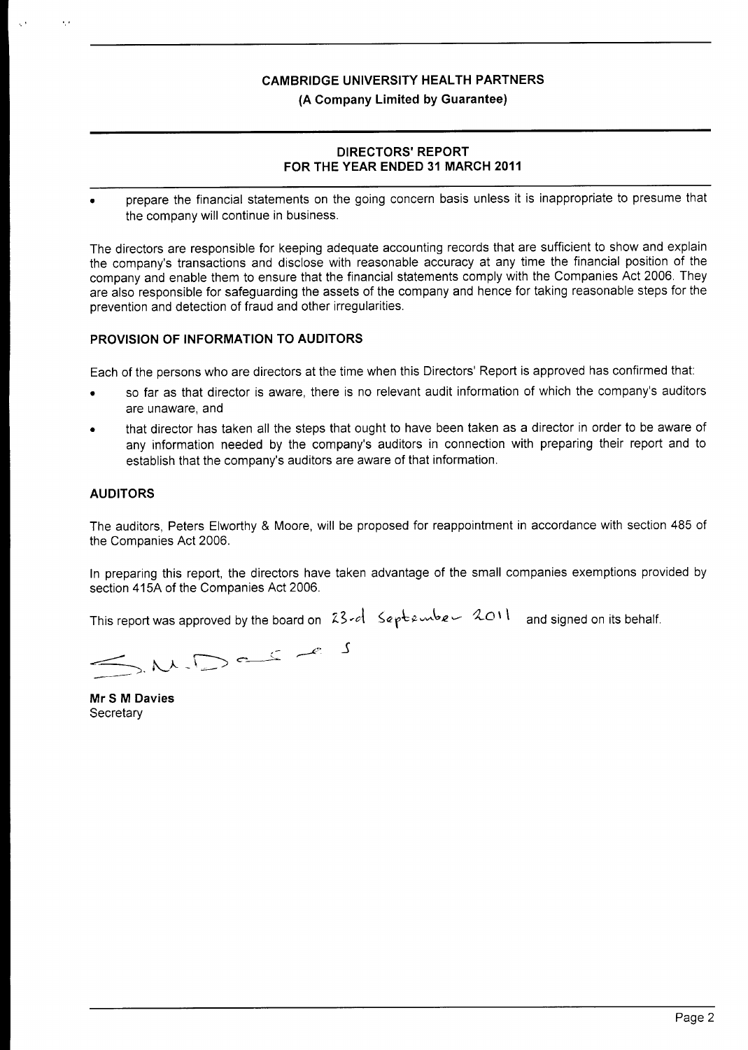# CAMBRIDGE UNIVERSITY HEALTH PARTNERS

**(A Company Limited by Guarantee)**

## DIRECTORS' REPORT
## FOR THE YEAR ENDED 31 MARCH 2011

- prepare the financial statements on the going concern basis unless it is inappropriate to presume that the company will continue in business.

The directors are responsible for keeping adequate accounting records that are sufficient to show and explain the company's transactions and disclose with reasonable accuracy at any time the financial position of the company and enable them to ensure that the financial statements comply with the Companies Act 2006. They are also responsible for safeguarding the assets of the company and hence for taking reasonable steps for the prevention and detection of fraud and other irregularities.

### PROVISION OF INFORMATION TO AUDITORS

Each of the persons who are directors at the time when this Directors' Report is approved has confirmed that:

- so far as that director is aware, there is no relevant audit information of which the company's auditors are unaware, and
- that director has taken all the steps that ought to have been taken as a director in order to be aware of any information needed by the company's auditors in connection with preparing their report and to establish that the company's auditors are aware of that information.

### AUDITORS

The auditors, Peters Elworthy & Moore, will be proposed for reappointment in accordance with section 485 of the Companies Act 2006.

In preparing this report, the directors have taken advantage of the small companies exemptions provided by section 415A of the Companies Act 2006.

This report was approved by the board on 23rd September 2011 and signed on its behalf.

S. M. Davies

**Mr S M Davies**
Secretary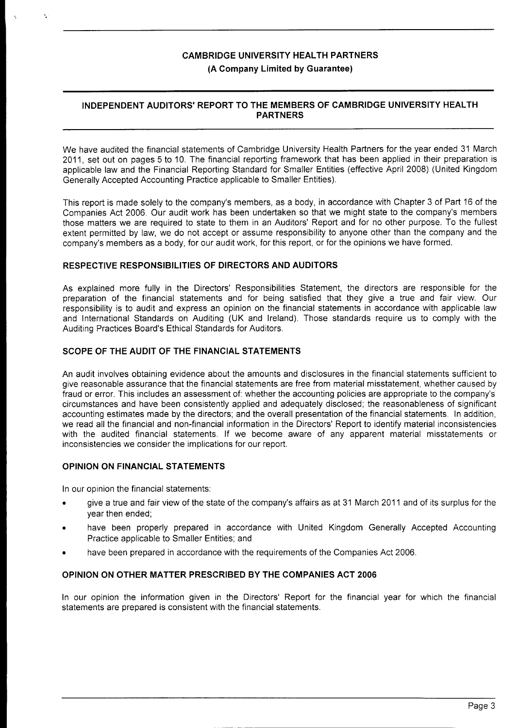**CAMBRIDGE UNIVERSITY HEALTH PARTNERS**
**(A Company Limited by Guarantee)**

## INDEPENDENT AUDITORS' REPORT TO THE MEMBERS OF CAMBRIDGE UNIVERSITY HEALTH PARTNERS

We have audited the financial statements of Cambridge University Health Partners for the year ended 31 March 2011, set out on pages 5 to 10. The financial reporting framework that has been applied in their preparation is applicable law and the Financial Reporting Standard for Smaller Entities (effective April 2008) (United Kingdom Generally Accepted Accounting Practice applicable to Smaller Entities).

This report is made solely to the company's members, as a body, in accordance with Chapter 3 of Part 16 of the Companies Act 2006. Our audit work has been undertaken so that we might state to the company's members those matters we are required to state to them in an Auditors' Report and for no other purpose. To the fullest extent permitted by law, we do not accept or assume responsibility to anyone other than the company and the company's members as a body, for our audit work, for this report, or for the opinions we have formed.

### RESPECTIVE RESPONSIBILITIES OF DIRECTORS AND AUDITORS

As explained more fully in the Directors' Responsibilities Statement, the directors are responsible for the preparation of the financial statements and for being satisfied that they give a true and fair view. Our responsibility is to audit and express an opinion on the financial statements in accordance with applicable law and International Standards on Auditing (UK and Ireland). Those standards require us to comply with the Auditing Practices Board's Ethical Standards for Auditors.

### SCOPE OF THE AUDIT OF THE FINANCIAL STATEMENTS

An audit involves obtaining evidence about the amounts and disclosures in the financial statements sufficient to give reasonable assurance that the financial statements are free from material misstatement, whether caused by fraud or error. This includes an assessment of: whether the accounting policies are appropriate to the company's circumstances and have been consistently applied and adequately disclosed; the reasonableness of significant accounting estimates made by the directors; and the overall presentation of the financial statements. In addition, we read all the financial and non-financial information in the Directors' Report to identify material inconsistencies with the audited financial statements. If we become aware of any apparent material misstatements or inconsistencies we consider the implications for our report.

### OPINION ON FINANCIAL STATEMENTS

In our opinion the financial statements:

- give a true and fair view of the state of the company's affairs as at 31 March 2011 and of its surplus for the year then ended;
- have been properly prepared in accordance with United Kingdom Generally Accepted Accounting Practice applicable to Smaller Entities; and
- have been prepared in accordance with the requirements of the Companies Act 2006.

### OPINION ON OTHER MATTER PRESCRIBED BY THE COMPANIES ACT 2006

In our opinion the information given in the Directors' Report for the financial year for which the financial statements are prepared is consistent with the financial statements.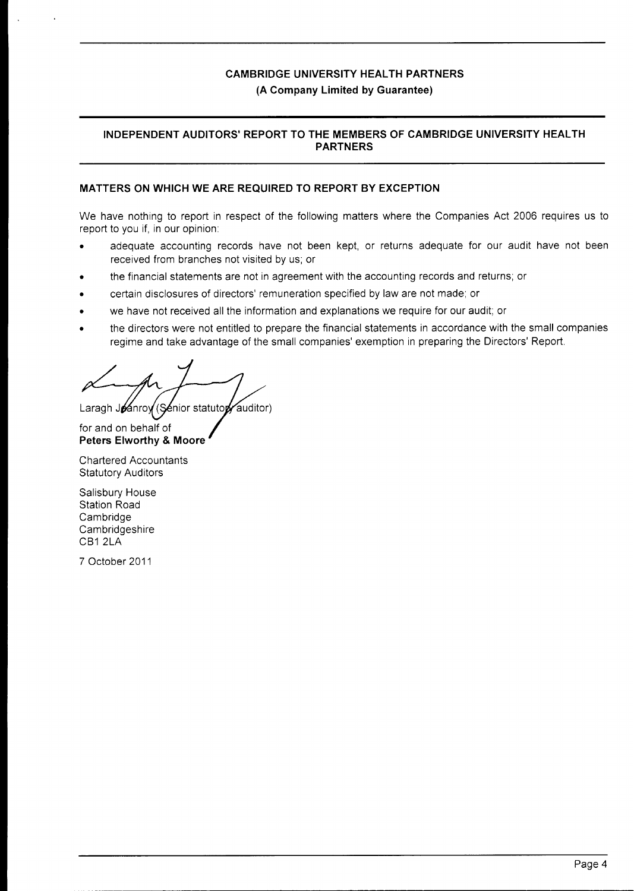**CAMBRIDGE UNIVERSITY HEALTH PARTNERS**

**(A Company Limited by Guarantee)**

## INDEPENDENT AUDITORS' REPORT TO THE MEMBERS OF CAMBRIDGE UNIVERSITY HEALTH PARTNERS

### MATTERS ON WHICH WE ARE REQUIRED TO REPORT BY EXCEPTION

We have nothing to report in respect of the following matters where the Companies Act 2006 requires us to report to you if, in our opinion:

- adequate accounting records have not been kept, or returns adequate for our audit have not been received from branches not visited by us; or
- the financial statements are not in agreement with the accounting records and returns; or
- certain disclosures of directors' remuneration specified by law are not made; or
- we have not received all the information and explanations we require for our audit; or
- the directors were not entitled to prepare the financial statements in accordance with the small companies regime and take advantage of the small companies' exemption in preparing the Directors' Report.

Laragh Jeanroy (Senior statutory auditor)

for and on behalf of
**Peters Elworthy & Moore**

Chartered Accountants
Statutory Auditors

Salisbury House
Station Road
Cambridge
Cambridgeshire
CB1 2LA

7 October 2011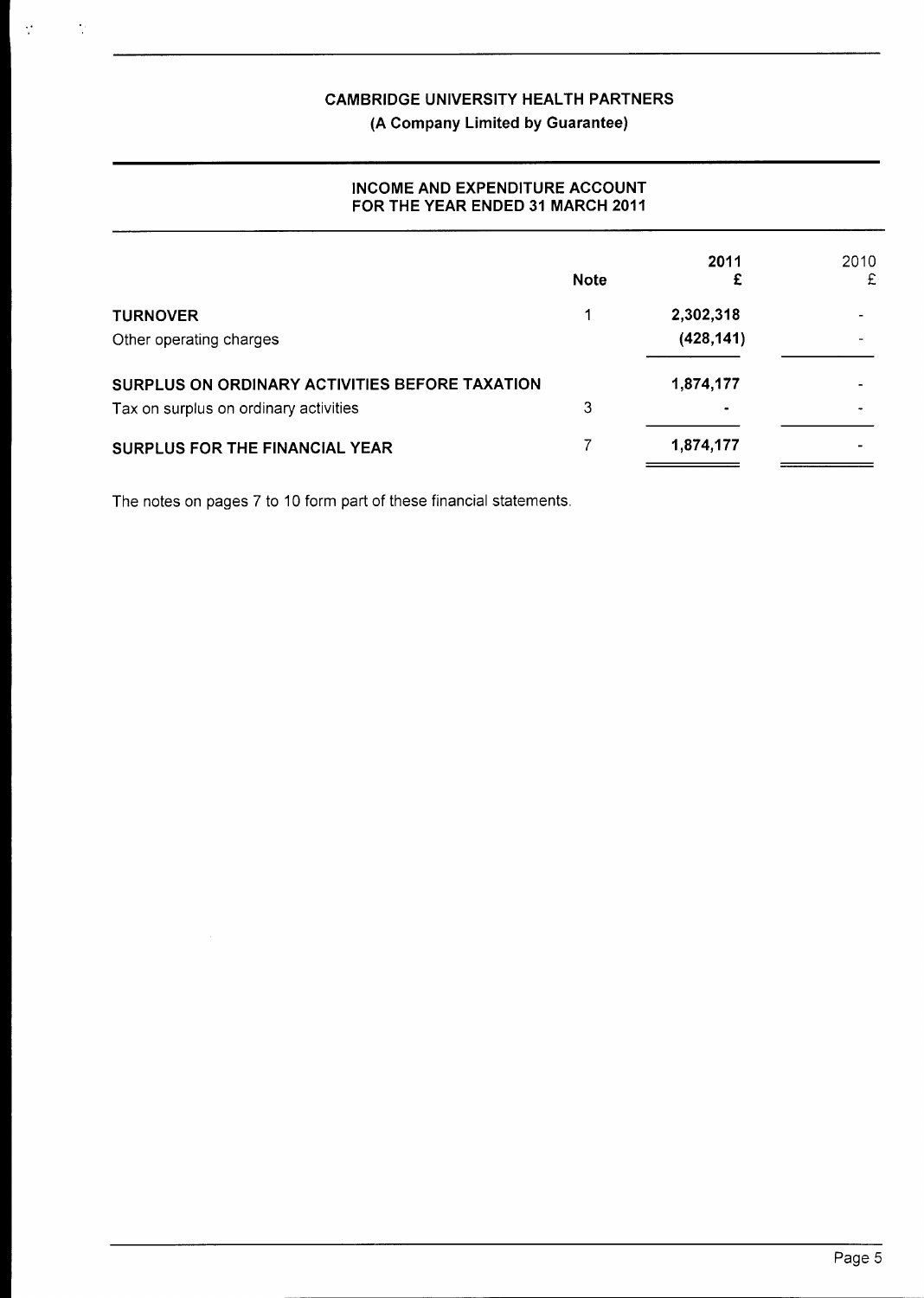**CAMBRIDGE UNIVERSITY HEALTH PARTNERS**
**(A Company Limited by Guarantee)**

## INCOME AND EXPENDITURE ACCOUNT
## FOR THE YEAR ENDED 31 MARCH 2011

| | Note | 2011 £ | 2010 £ |
|---|---|---|---|
| **TURNOVER** | 1 | 2,302,318 | - |
| Other operating charges | | (428,141) | - |
| **SURPLUS ON ORDINARY ACTIVITIES BEFORE TAXATION** | | 1,874,177 | - |
| Tax on surplus on ordinary activities | 3 | - | - |
| **SURPLUS FOR THE FINANCIAL YEAR** | 7 | 1,874,177 | - |

The notes on pages 7 to 10 form part of these financial statements.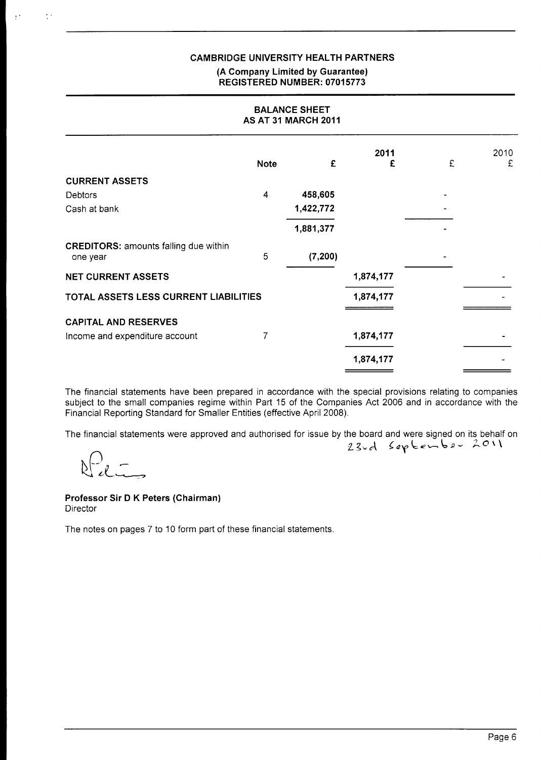**CAMBRIDGE UNIVERSITY HEALTH PARTNERS**
**(A Company Limited by Guarantee)**
**REGISTERED NUMBER: 07015773**

## BALANCE SHEET
## AS AT 31 MARCH 2011

| | Note | £ | 2011 £ | £ | 2010 £ |
|---|---|---|---|---|---|
| **CURRENT ASSETS** | | | | | |
| Debtors | 4 | 458,605 | | - | |
| Cash at bank | | 1,422,772 | | - | |
| | | 1,881,377 | | - | |
| **CREDITORS:** amounts falling due within one year | 5 | (7,200) | | - | |
| **NET CURRENT ASSETS** | | | 1,874,177 | | - |
| **TOTAL ASSETS LESS CURRENT LIABILITIES** | | | 1,874,177 | | - |
| **CAPITAL AND RESERVES** | | | | | |
| Income and expenditure account | 7 | | 1,874,177 | | - |
| | | | 1,874,177 | | - |

The financial statements have been prepared in accordance with the special provisions relating to companies subject to the small companies regime within Part 15 of the Companies Act 2006 and in accordance with the Financial Reporting Standard for Smaller Entities (effective April 2008).

The financial statements were approved and authorised for issue by the board and were signed on its behalf on 23rd September 2011

**Professor Sir D K Peters (Chairman)**
Director

The notes on pages 7 to 10 form part of these financial statements.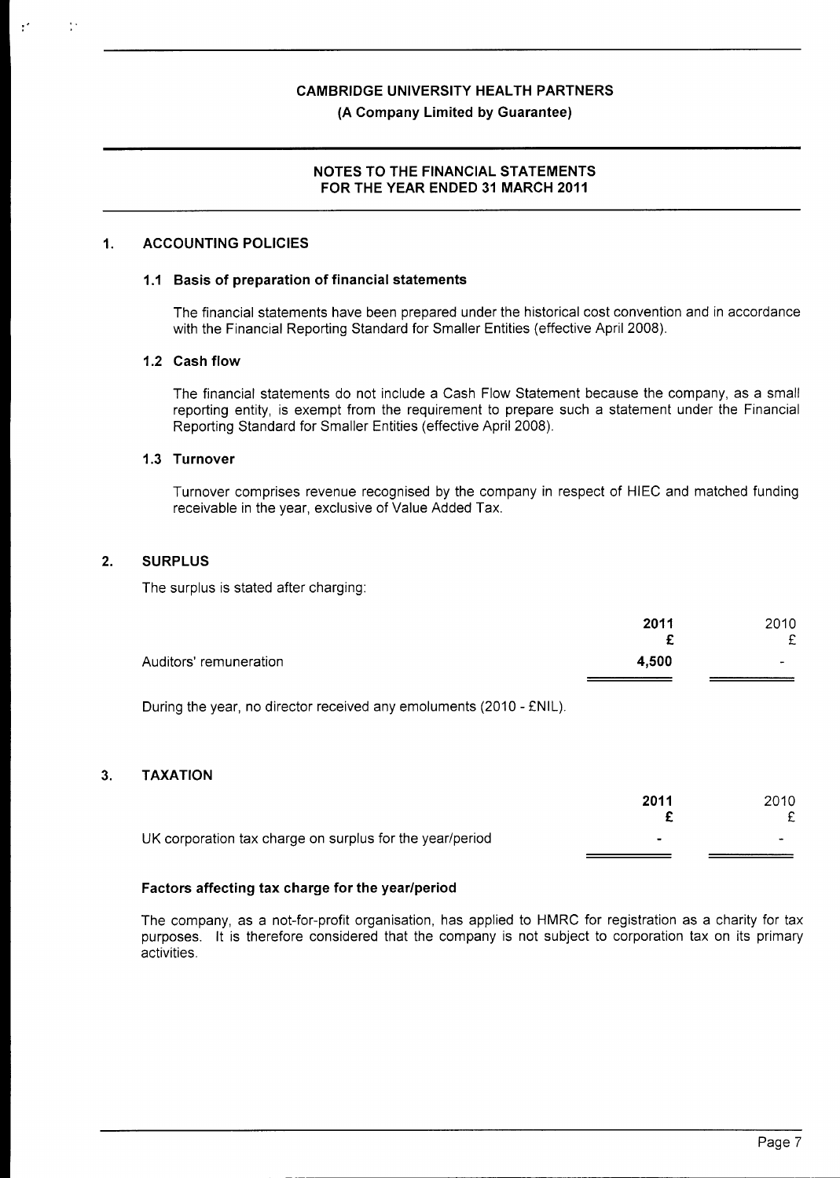**CAMBRIDGE UNIVERSITY HEALTH PARTNERS**

**(A Company Limited by Guarantee)**

**NOTES TO THE FINANCIAL STATEMENTS FOR THE YEAR ENDED 31 MARCH 2011**

## 1. ACCOUNTING POLICIES

### 1.1 Basis of preparation of financial statements

The financial statements have been prepared under the historical cost convention and in accordance with the Financial Reporting Standard for Smaller Entities (effective April 2008).

### 1.2 Cash flow

The financial statements do not include a Cash Flow Statement because the company, as a small reporting entity, is exempt from the requirement to prepare such a statement under the Financial Reporting Standard for Smaller Entities (effective April 2008).

### 1.3 Turnover

Turnover comprises revenue recognised by the company in respect of HIEC and matched funding receivable in the year, exclusive of Value Added Tax.

## 2. SURPLUS

The surplus is stated after charging:

| | **2011** | 2010 |
|---|---|---|
| | **£** | £ |
| Auditors' remuneration | **4,500** | - |

During the year, no director received any emoluments (2010 - £NIL).

## 3. TAXATION

| | **2011** | 2010 |
|---|---|---|
| | **£** | £ |
| UK corporation tax charge on surplus for the year/period | - | - |

### Factors affecting tax charge for the year/period

The company, as a not-for-profit organisation, has applied to HMRC for registration as a charity for tax purposes. It is therefore considered that the company is not subject to corporation tax on its primary activities.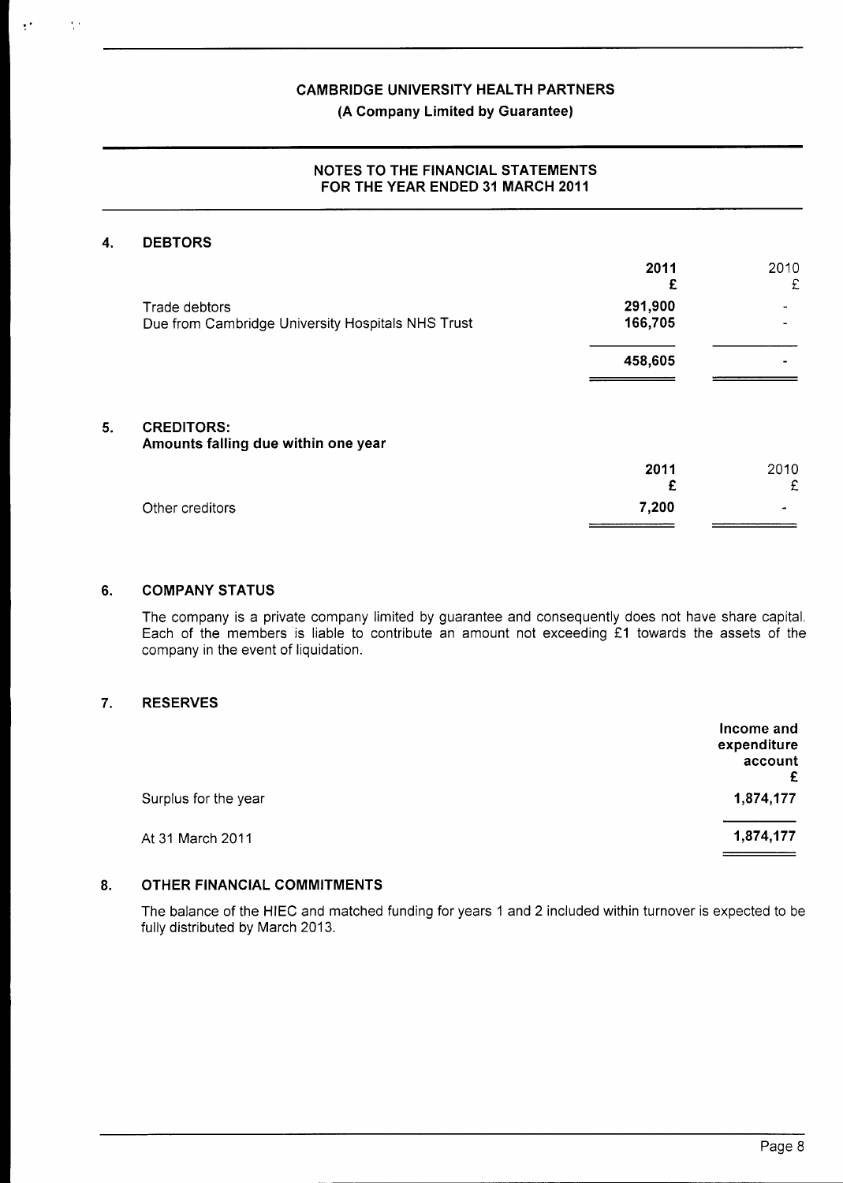# CAMBRIDGE UNIVERSITY HEALTH PARTNERS

**(A Company Limited by Guarantee)**

## NOTES TO THE FINANCIAL STATEMENTS FOR THE YEAR ENDED 31 MARCH 2011

### 4. DEBTORS

| | 2011 £ | 2010 £ |
|---|---|---|
| Trade debtors | 291,900 | - |
| Due from Cambridge University Hospitals NHS Trust | 166,705 | - |
| | **458,605** | - |

### 5. CREDITORS: Amounts falling due within one year

| | 2011 £ | 2010 £ |
|---|---|---|
| Other creditors | 7,200 | - |

### 6. COMPANY STATUS

The company is a private company limited by guarantee and consequently does not have share capital. Each of the members is liable to contribute an amount not exceeding £1 towards the assets of the company in the event of liquidation.

### 7. RESERVES

| | Income and expenditure account £ |
|---|---|
| Surplus for the year | 1,874,177 |
| At 31 March 2011 | 1,874,177 |

### 8. OTHER FINANCIAL COMMITMENTS

The balance of the HIEC and matched funding for years 1 and 2 included within turnover is expected to be fully distributed by March 2013.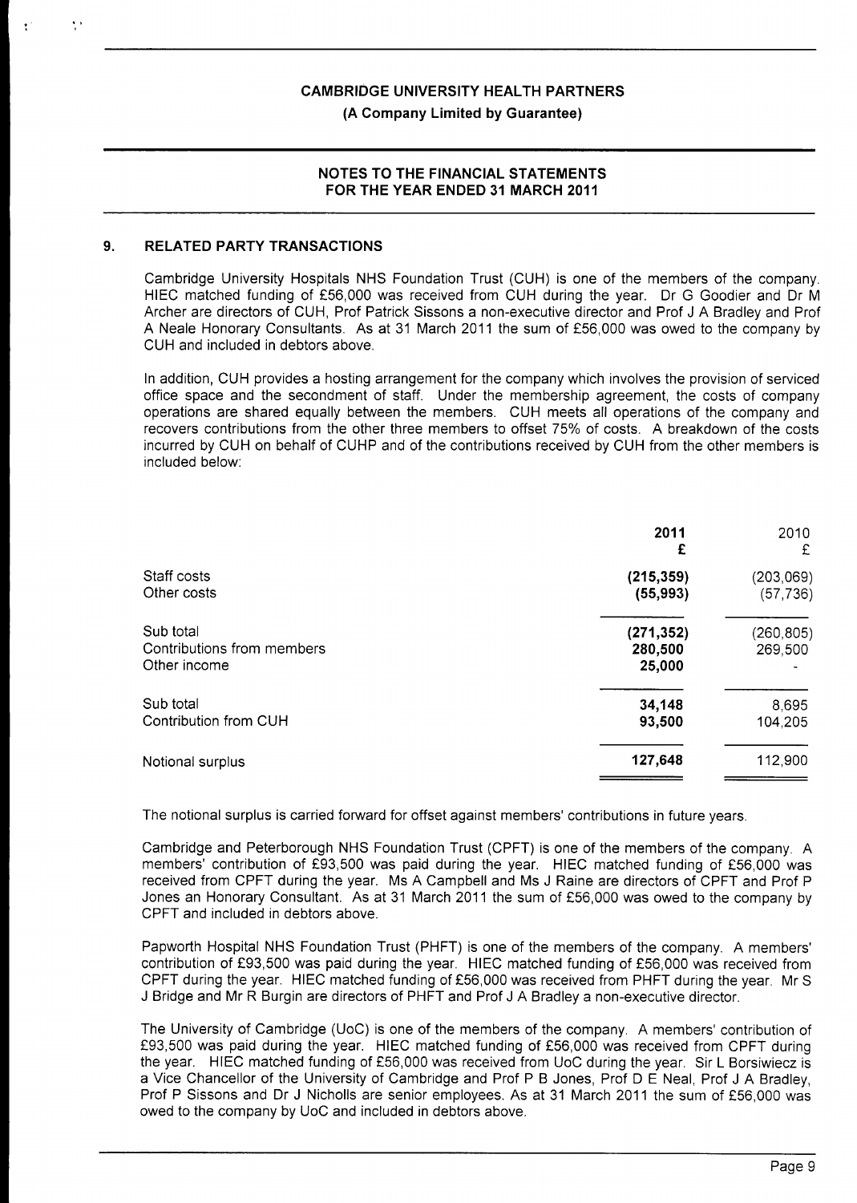## 9. RELATED PARTY TRANSACTIONS

Cambridge University Hospitals NHS Foundation Trust (CUH) is one of the members of the company. HIEC matched funding of £56,000 was received from CUH during the year. Dr G Goodier and Dr M Archer are directors of CUH, Prof Patrick Sissons a non-executive director and Prof J A Bradley and Prof A Neale Honorary Consultants. As at 31 March 2011 the sum of £56,000 was owed to the company by CUH and included in debtors above.

In addition, CUH provides a hosting arrangement for the company which involves the provision of serviced office space and the secondment of staff. Under the membership agreement, the costs of company operations are shared equally between the members. CUH meets all operations of the company and recovers contributions from the other three members to offset 75% of costs. A breakdown of the costs incurred by CUH on behalf of CUHP and of the contributions received by CUH from the other members is included below:

| | **2011** | 2010 |
|---|---|---|
| | **£** | £ |
| Staff costs | **(215,359)** | (203,069) |
| Other costs | **(55,993)** | (57,736) |
| Sub total | **(271,352)** | (260,805) |
| Contributions from members | **280,500** | 269,500 |
| Other income | **25,000** | - |
| Sub total | **34,148** | 8,695 |
| Contribution from CUH | **93,500** | 104,205 |
| Notional surplus | **127,648** | 112,900 |

The notional surplus is carried forward for offset against members' contributions in future years.

Cambridge and Peterborough NHS Foundation Trust (CPFT) is one of the members of the company. A members' contribution of £93,500 was paid during the year. HIEC matched funding of £56,000 was received from CPFT during the year. Ms A Campbell and Ms J Raine are directors of CPFT and Prof P Jones an Honorary Consultant. As at 31 March 2011 the sum of £56,000 was owed to the company by CPFT and included in debtors above.

Papworth Hospital NHS Foundation Trust (PHFT) is one of the members of the company. A members' contribution of £93,500 was paid during the year. HIEC matched funding of £56,000 was received from CPFT during the year. HIEC matched funding of £56,000 was received from PHFT during the year. Mr S J Bridge and Mr R Burgin are directors of PHFT and Prof J A Bradley a non-executive director.

The University of Cambridge (UoC) is one of the members of the company. A members' contribution of £93,500 was paid during the year. HIEC matched funding of £56,000 was received from CPFT during the year. HIEC matched funding of £56,000 was received from UoC during the year. Sir L Borsiwiecz is a Vice Chancellor of the University of Cambridge and Prof P B Jones, Prof D E Neal, Prof J A Bradley, Prof P Sissons and Dr J Nicholls are senior employees. As at 31 March 2011 the sum of £56,000 was owed to the company by UoC and included in debtors above.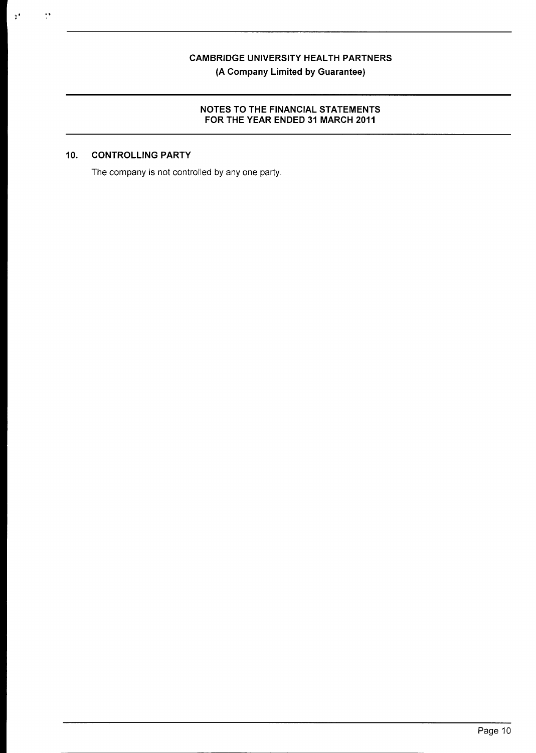## 10. CONTROLLING PARTY

The company is not controlled by any one party.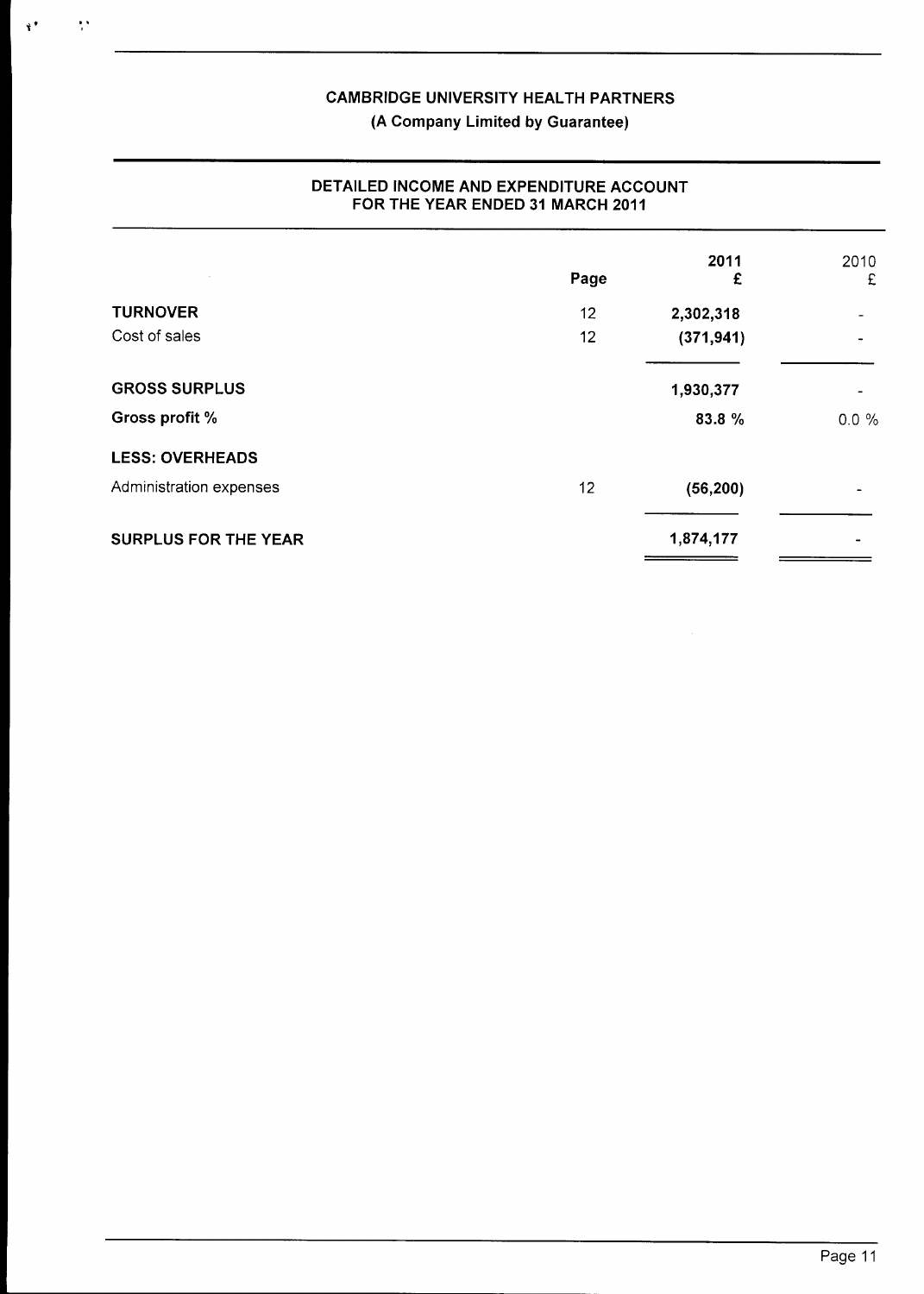## CAMBRIDGE UNIVERSITY HEALTH PARTNERS

**(A Company Limited by Guarantee)**

### DETAILED INCOME AND EXPENDITURE ACCOUNT FOR THE YEAR ENDED 31 MARCH 2011

| | Page | 2011 £ | 2010 £ |
|---|---|---|---|
| **TURNOVER** | 12 | **2,302,318** | - |
| Cost of sales | 12 | **(371,941)** | - |
| **GROSS SURPLUS** | | **1,930,377** | - |
| **Gross profit %** | | **83.8 %** | 0.0 % |
| **LESS: OVERHEADS** | | | |
| Administration expenses | 12 | **(56,200)** | - |
| **SURPLUS FOR THE YEAR** | | **1,874,177** | - |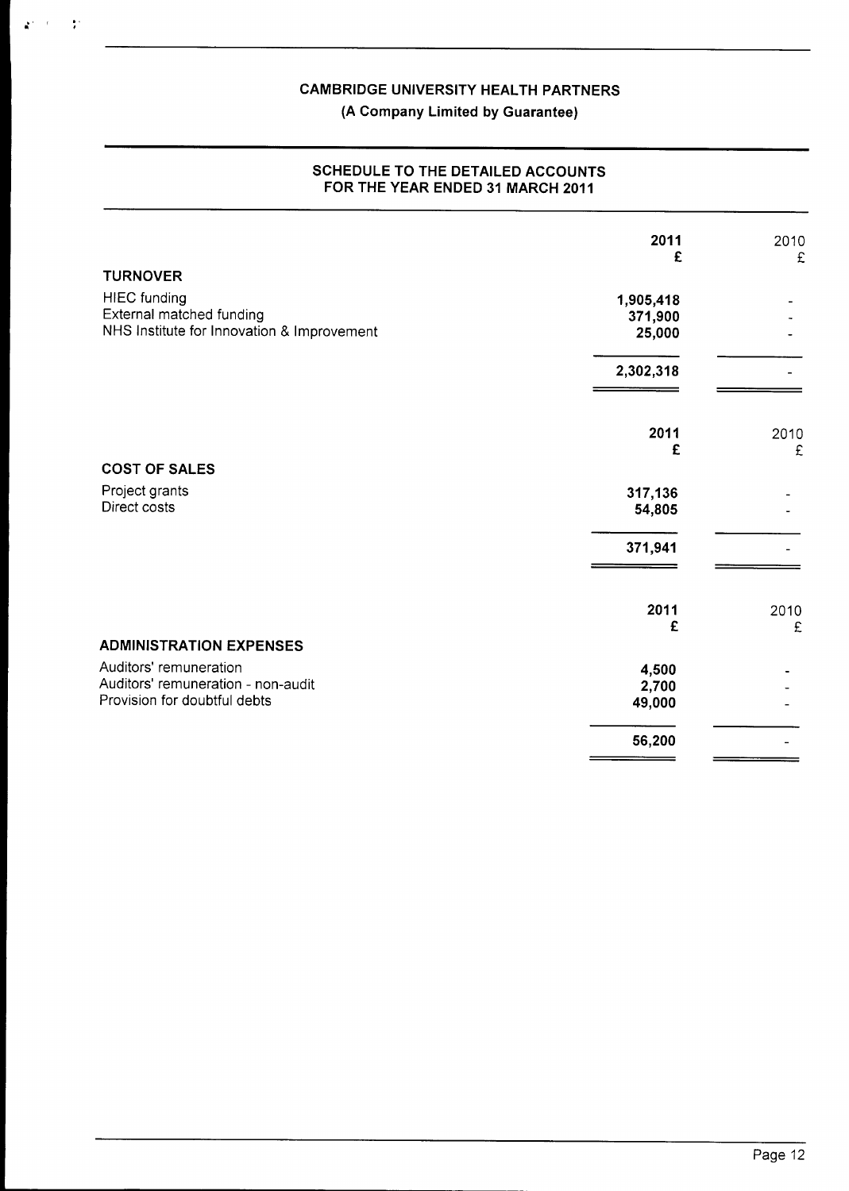# CAMBRIDGE UNIVERSITY HEALTH PARTNERS

## (A Company Limited by Guarantee)

## SCHEDULE TO THE DETAILED ACCOUNTS FOR THE YEAR ENDED 31 MARCH 2011

| | 2011 £ | 2010 £ |
|---|---|---|
| **TURNOVER** | | |
| HIEC funding | 1,905,418 | - |
| External matched funding | 371,900 | - |
| NHS Institute for Innovation & Improvement | 25,000 | - |
| | 2,302,318 | - |

| | 2011 £ | 2010 £ |
|---|---|---|
| **COST OF SALES** | | |
| Project grants | 317,136 | - |
| Direct costs | 54,805 | - |
| | 371,941 | - |

| | 2011 £ | 2010 £ |
|---|---|---|
| **ADMINISTRATION EXPENSES** | | |
| Auditors' remuneration | 4,500 | - |
| Auditors' remuneration - non-audit | 2,700 | - |
| Provision for doubtful debts | 49,000 | - |
| | 56,200 | - |